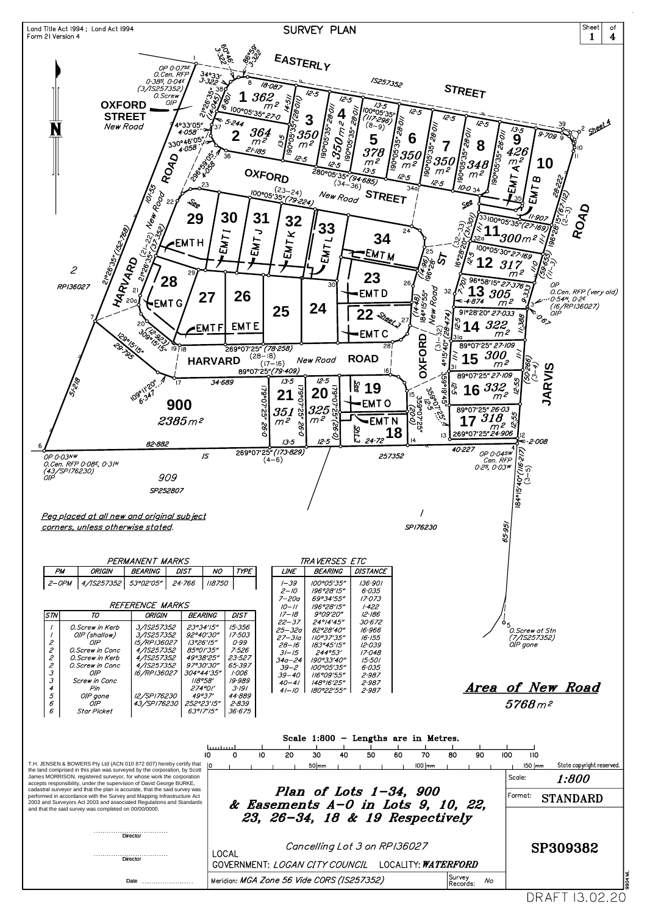Land Title Act 1994; Land Act 1994
Form 21 Version 4

# SURVEY PLAN

Sheet 1 of 4

Peg placed at all new and original subject corners, unless otherwise stated.

## PERMANENT MARKS

| PM | ORIGIN | BEARING | DIST | NO | TYPE |
|---|---|---|---|---|---|
| 2–OPM | 4/IS257352 | 53°02'05" | 24·766 | 118750 | |

## REFERENCE MARKS

| STN | TO | ORIGIN | BEARING | DIST |
|---|---|---|---|---|
| 1 | O.Screw in Kerb | 3/IS257352 | 23°34'15" | 15·356 |
| 1 | OIP (shallow) | 3/IS257352 | 92°40'30" | 17·503 |
| 2 | OIP | 15/RP136027 | 13°26'15" | 0·99 |
| 2 | O.Screw in Conc | 4/IS257352 | 85°01'35" | 7·526 |
| 2 | O.Screw in Kerb | 4/IS257352 | 49°38'25" | 23·527 |
| 2 | O.Screw in Conc | 4/IS257352 | 97°30'30" | 65·397 |
| 3 | OIP | 16/RP136027 | 304°44'35" | 1·006 |
| 3 | Screw in Conc | | 118°58' | 19·989 |
| 4 | Pin | | 274°01' | 3·191 |
| 5 | OIP gone | 12/SP176230 | 49°37' | 44·889 |
| 6 | OIP | 43/SP176230 | 252°23'15" | 2·839 |
| 6 | Star Picket | | 63°17'15" | 36·675 |

## TRAVERSES ETC

| LINE | BEARING | DISTANCE |
|---|---|---|
| 1–39 | 100°05'35" | 136·901 |
| 2–10 | 196°28'15" | 6·035 |
| 7–20a | 69°34'55" | 17·073 |
| 10–11 | 196°28'15" | 1·422 |
| 17–18 | 9°09'20" | 12·186 |
| 22–37 | 24°14'45" | 30·672 |
| 25–32a | 82°28'40" | 16·966 |
| 27–31a | 110°37'35" | 16·155 |
| 28–16 | 183°45'15" | 12·039 |
| 31–15 | 244°53' | 17·048 |
| 34a–24 | 190°33'40" | 15·501 |
| 39–2 | 100°05'35" | 6·035 |
| 39–40 | 116°09'55" | 2·987 |
| 40–41 | 148°16'25" | 2·987 |
| 41–10 | 180°22'55" | 2·987 |

**Area of New Road**
5768 $m^2$

Scale 1:800 – Lengths are in Metres.

T.H. JENSEN & BOWERS Pty Ltd (ACN 010 872 607) hereby certify that the land comprised in this plan was surveyed by the corporation, by Scott James MORRISON, registered surveyor, for whose work the corporation accepts responsibility, under the supervision of David George BURKE, cadastral surveyor and that the plan is accurate, that the said survey was performed in accordance with the Survey and Mapping Infrastructure Act 2003 and Surveyors Act 2003 and associated Regulations and Standards and that the said survey was completed on 00/00/0000.

..................................
Director

..................................
Director

Date ........................

**Plan of Lots 1–34, 900 & Easements A–O in Lots 9, 10, 22, 23, 26–34, 18 & 19 Respectively**

Cancelling Lot 3 on RP136027

LOCAL GOVERNMENT: LOGAN CITY COUNCIL LOCALITY: WATERFORD

Meridian: MGA Zone 56 Vide CORS (IS257352)

Survey Records: No

Scale: 1:800
Format: STANDARD

**SP309382**

State copyright reserved.

DRAFT 13.02.20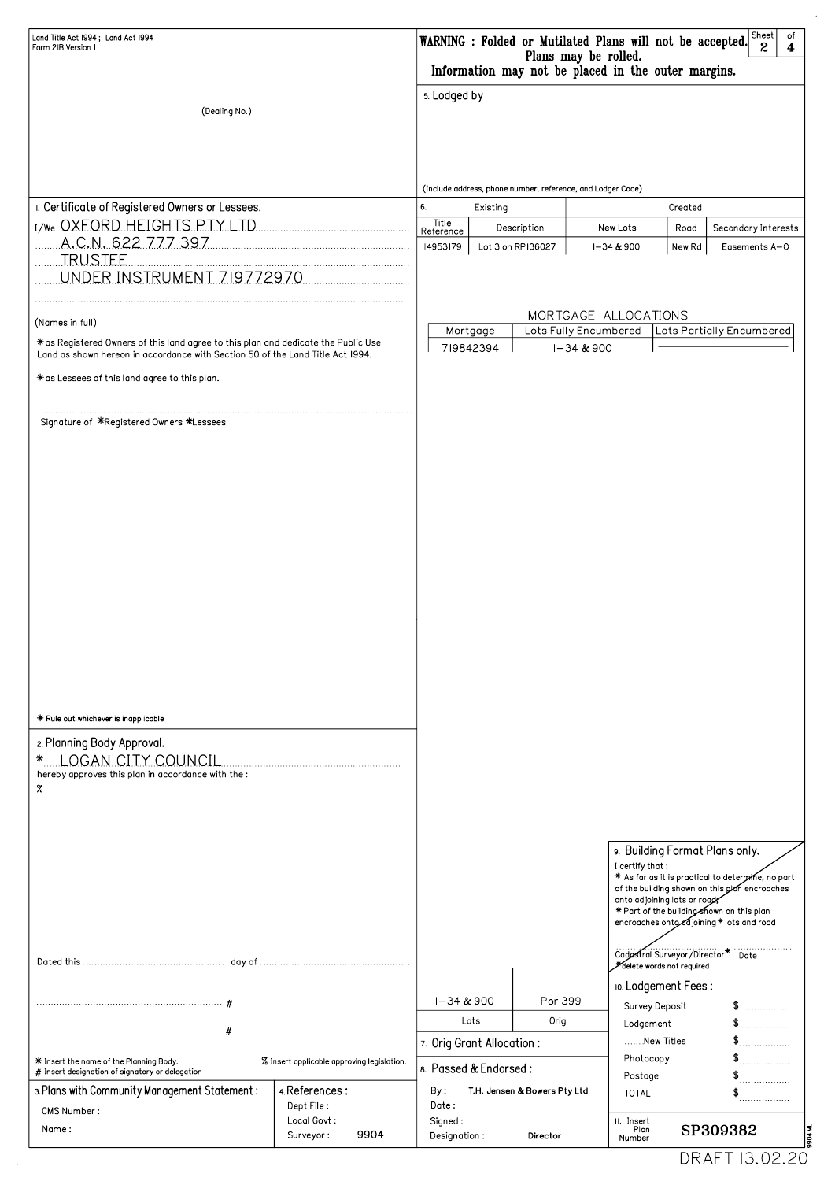Land Title Act 1994 ; Land Act 1994
Form 21B Version 1

**WARNING : Folded or Mutilated Plans will not be accepted.**
**Plans may be rolled.**
**Information may not be placed in the outer margins.**

(Dealing No.)

5. Lodged by

(Include address, phone number, reference, and Lodger Code)

## 1. Certificate of Registered Owners or Lessees.

I/We OXFORD HEIGHTS PTY LTD
A.C.N. 622 777 397
TRUSTEE
UNDER INSTRUMENT 719772970

(Names in full)

* as Registered Owners of this land agree to this plan and dedicate the Public Use Land as shown hereon in accordance with Section 50 of the Land Title Act 1994.

* as Lessees of this land agree to this plan.

Signature of *Registered Owners *Lessees

* Rule out whichever is inapplicable

## 6.

| Existing | | Created | | |
|---|---|---|---|---|
| Title Reference | Description | New Lots | Road | Secondary Interests |
| 14953179 | Lot 3 on RP136027 | 1–34 & 900 | New Rd | Easements A–O |

MORTGAGE ALLOCATIONS

| Mortgage | Lots Fully Encumbered | Lots Partially Encumbered |
|---|---|---|
| 719842394 | 1–34 & 900 | |

## 2. Planning Body Approval.

* LOGAN CITY COUNCIL
hereby approves this plan in accordance with the :
%

Dated this ................ day of ................

................ #

................ #

* Insert the name of the Planning Body. % Insert applicable approving legislation.
# Insert designation of signatory or delegation

## 9. Building Format Plans only.

I certify that :
* As far as it is practical to determine, no part of the building shown on this plan encroaches onto adjoining lots or road;
* Part of the building shown on this plan encroaches onto adjoining * lots and road

Cadastral Surveyor/Director* Date
*delete words not required

## 7. Orig Grant Allocation :

| Lots | Orig |
|---|---|
| 1–34 & 900 | Por 399 |

## 10. Lodgement Fees :

| | |
|---|---|
| Survey Deposit | $ |
| Lodgement | $ |
| ...... New Titles | $ |
| Photocopy | $ |
| Postage | $ |
| TOTAL | $ |

## 3. Plans with Community Management Statement :

CMS Number :
Name :

## 4. References :

Dept File :
Local Govt :
Surveyor : 9904

## 8. Passed & Endorsed :

By : T.H. Jensen & Bowers Pty Ltd
Date :
Signed :
Designation : Director

11. Insert Plan Number **SP309382**

DRAFT 13.02.20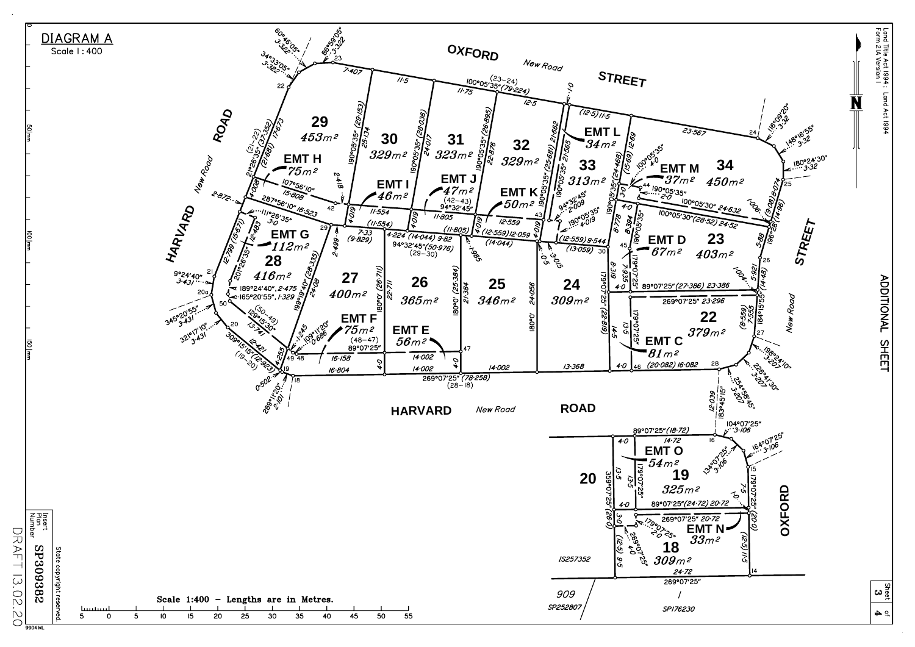## DIAGRAM A

Scale 1 : 400

OXFORD STREET *New Road*

HARVARD ROAD *New Road*

HARVARD ROAD *New Road*

OXFORD STREET *New Road*

| Lot | Area |
| --- | --- |
| 29 | 453m² |
| 30 | 329m² |
| 31 | 323m² |
| 32 | 329m² |
| 33 | 313m² |
| 34 | 450m² |
| 28 | 416m² |
| 27 | 400m² |
| 26 | 365m² |
| 25 | 346m² |
| 24 | 309m² |
| 23 | 403m² |
| 22 | 379m² |
| 19 | 325m² |
| 18 | 309m² |
| 20 | |

| Easement | Area |
| --- | --- |
| EMT H | 75m² |
| EMT I | 46m² |
| EMT J | 47m² |
| EMT K | 50m² |
| EMT L | 34m² |
| EMT M | 37m² |
| EMT G | 112m² |
| EMT F | 75m² |
| EMT E | 56m² |
| EMT D | 67m² |
| EMT C | 81m² |
| EMT O | 54m² |
| EMT N | 33m² |

IS257352

909 SP252807

1 SP176230

Scale 1:400 – Lengths are in Metres.

ADDITIONAL SHEET

Land Title Act 1994 ; Land Act 1994
Form 21A Version 1

State copyright reserved.

Insert Plan Number SP309382

DRAFT 13.02.20

Sheet 3 of 4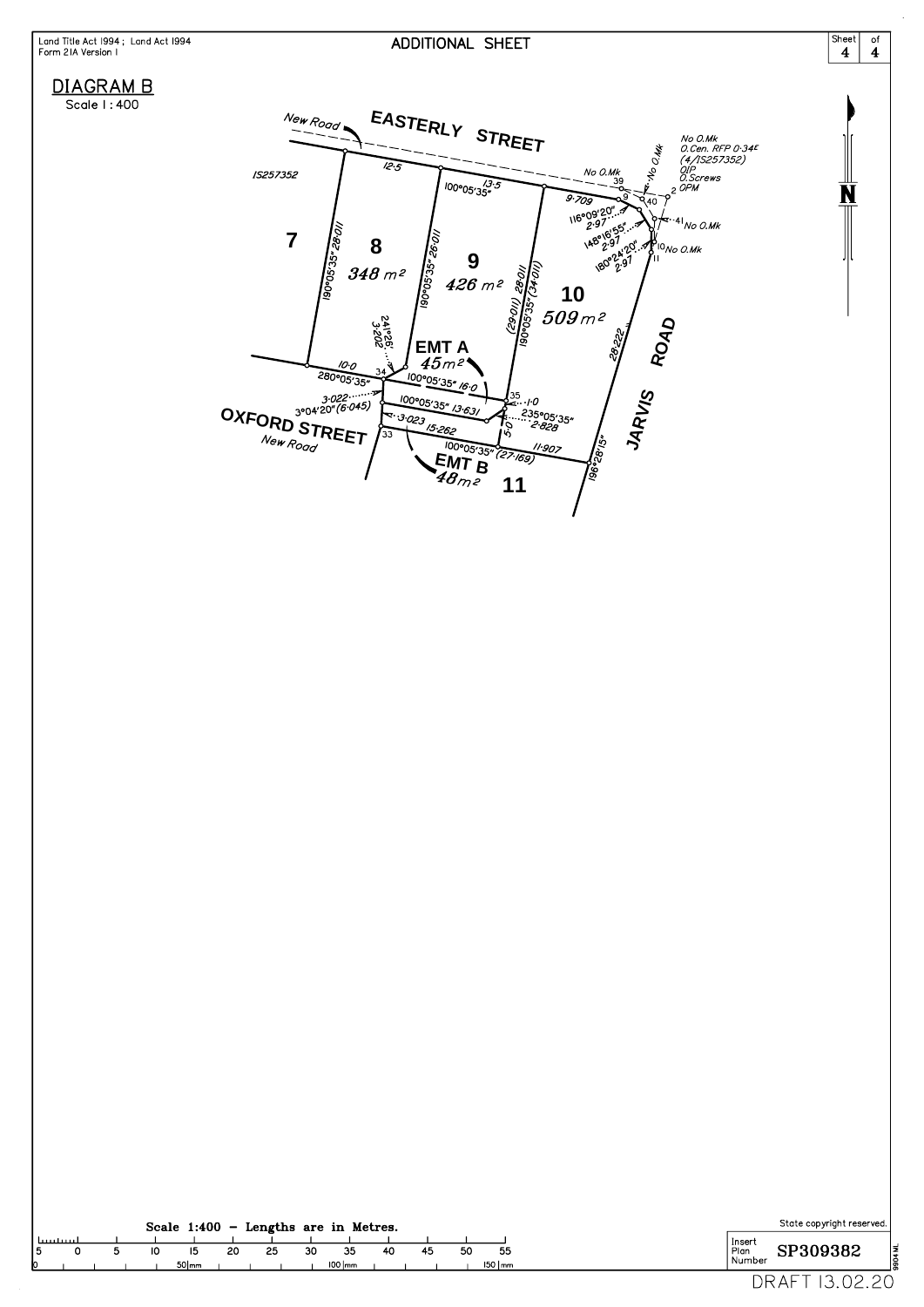Land Title Act 1994 ; Land Act 1994
Form 21A Version 1

ADDITIONAL SHEET

Sheet 4 of 4

## DIAGRAM B

Scale 1 : 400

EASTERLY STREET

New Road

IS257352

7

8

348 m²

9

426 m²

10

509 m²

EMT A

45 m²

EMT B

48 m²

11

OXFORD STREET

New Road

JARVIS ROAD

12·5

13·5

9·709

100°05'35"

190°05'35" 28·011

190°05'35" 26·011

(29·011) 28·011

190°05'35" (34·011)

No O.Mk

No O.Mk

No O.Mk

O.Cen. RFP 0·34E

(4/IS257352)

OIP

O.Screws

OPM

No O.Mk

No O.Mk

39

40

9

2

41

10

11

116°09'20"

2·97

148°16'55"

2·97

180°24'20"

2·97

28·222

196°28'15"

241°26'

3·202

10·0

280°05'35"

34

100°05'35" 16·0

35

1·0

100°05'35" 13·631

235°05'35"

2·828

3·022

3°04'20" (6·045)

3·023

15·262

5·0

33

100°05'35" (27·169)

11·907

N

Scale 1:400 – Lengths are in Metres.

5 0 5 10 15 20 25 30 35 40 45 50 55

0 50 mm 100 mm 150 mm

State copyright reserved.

Insert Plan Number SP309382

9004 ML

DRAFT 13.02.20